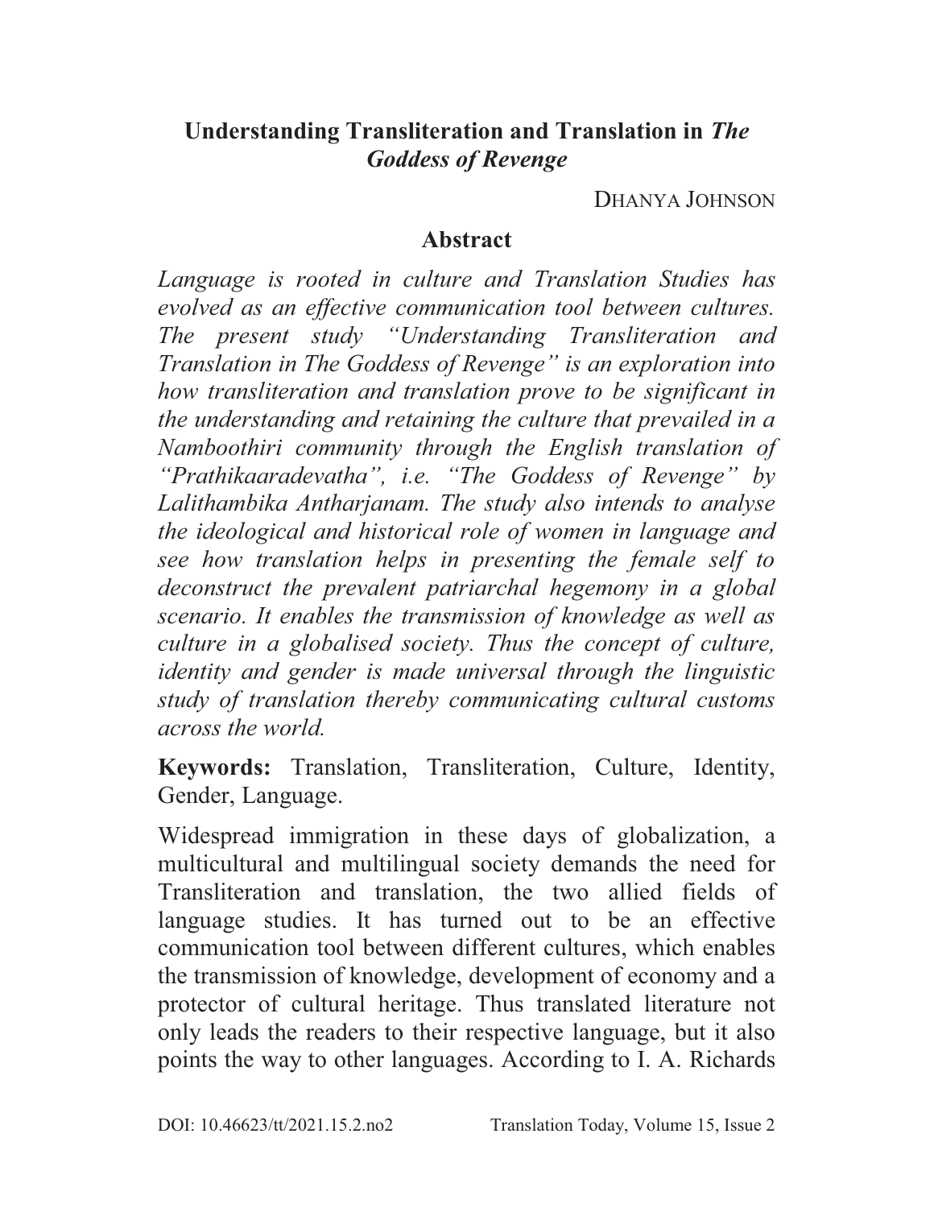# Understanding Transliteration and Translation in *The Goddess of Revenge*

DHANYA JOHNSON

## Abstract

*Language is rooted in culture and Translation Studies has evolved as an effective communication tool between cultures. The present study "Understanding Transliteration and Translation in The Goddess of Revenge" is an exploration into how transliteration and translation prove to be significant in the understanding and retaining the culture that prevailed in a Namboothiri community through the English translation of "Prathikaaradevatha", i.e. "The Goddess of Revenge" by Lalithambika Antharjanam. The study also intends to analyse the ideological and historical role of women in language and see how translation helps in presenting the female self to deconstruct the prevalent patriarchal hegemony in a global scenario. It enables the transmission of knowledge as well as culture in a globalised society. Thus the concept of culture, identity and gender is made universal through the linguistic study of translation thereby communicating cultural customs across the world.*

**Keywords:** Translation, Transliteration, Culture, Identity, Gender, Language.

Widespread immigration in these days of globalization, a multicultural and multilingual society demands the need for Transliteration and translation, the two allied fields of language studies. It has turned out to be an effective communication tool between different cultures, which enables the transmission of knowledge, development of economy and a protector of cultural heritage. Thus translated literature not only leads the readers to their respective language, but it also points the way to other languages. According to I. A. Richards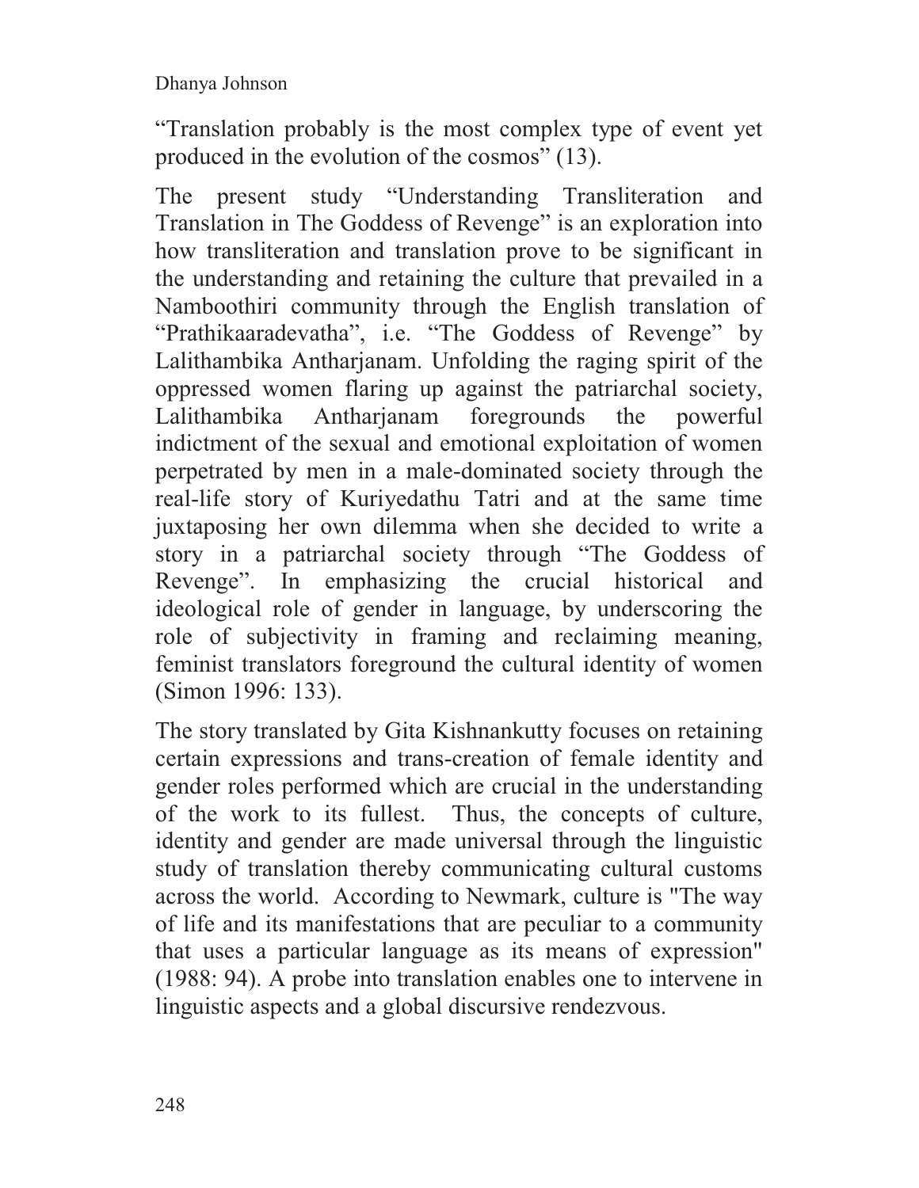"Translation probably is the most complex type of event yet produced in the evolution of the cosmos" (13).

The present study "Understanding Transliteration and Translation in The Goddess of Revenge" is an exploration into how transliteration and translation prove to be significant in the understanding and retaining the culture that prevailed in a Namboothiri community through the English translation of "Prathikaaradevatha", i.e. "The Goddess of Revenge" by Lalithambika Antharjanam. Unfolding the raging spirit of the oppressed women flaring up against the patriarchal society, Lalithambika Antharjanam foregrounds the powerful indictment of the sexual and emotional exploitation of women perpetrated by men in a male-dominated society through the real-life story of Kuriyedathu Tatri and at the same time juxtaposing her own dilemma when she decided to write a story in a patriarchal society through "The Goddess of Revenge". In emphasizing the crucial historical and ideological role of gender in language, by underscoring the role of subjectivity in framing and reclaiming meaning, feminist translators foreground the cultural identity of women (Simon 1996: 133).

The story translated by Gita Kishnankutty focuses on retaining certain expressions and trans-creation of female identity and gender roles performed which are crucial in the understanding of the work to its fullest. Thus, the concepts of culture, identity and gender are made universal through the linguistic study of translation thereby communicating cultural customs across the world. According to Newmark, culture is "The way of life and its manifestations that are peculiar to a community that uses a particular language as its means of expression" (1988: 94). A probe into translation enables one to intervene in linguistic aspects and a global discursive rendezvous.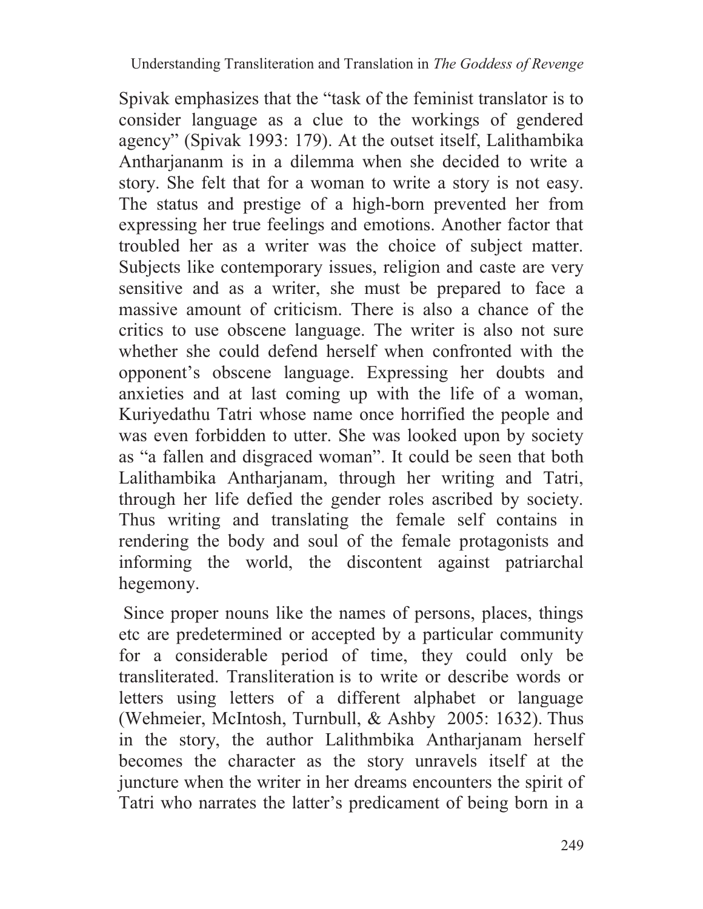Spivak emphasizes that the "task of the feminist translator is to consider language as a clue to the workings of gendered agency" (Spivak 1993: 179). At the outset itself, Lalithambika Antharjananm is in a dilemma when she decided to write a story. She felt that for a woman to write a story is not easy. The status and prestige of a high-born prevented her from expressing her true feelings and emotions. Another factor that troubled her as a writer was the choice of subject matter. Subjects like contemporary issues, religion and caste are very sensitive and as a writer, she must be prepared to face a massive amount of criticism. There is also a chance of the critics to use obscene language. The writer is also not sure whether she could defend herself when confronted with the opponent's obscene language. Expressing her doubts and anxieties and at last coming up with the life of a woman, Kuriyedathu Tatri whose name once horrified the people and was even forbidden to utter. She was looked upon by society as "a fallen and disgraced woman". It could be seen that both Lalithambika Antharjanam, through her writing and Tatri, through her life defied the gender roles ascribed by society. Thus writing and translating the female self contains in rendering the body and soul of the female protagonists and informing the world, the discontent against patriarchal hegemony.

Since proper nouns like the names of persons, places, things etc are predetermined or accepted by a particular community for a considerable period of time, they could only be transliterated. Transliteration is to write or describe words or letters using letters of a different alphabet or language (Wehmeier, McIntosh, Turnbull, & Ashby 2005: 1632). Thus in the story, the author Lalithmbika Antharjanam herself becomes the character as the story unravels itself at the juncture when the writer in her dreams encounters the spirit of Tatri who narrates the latter's predicament of being born in a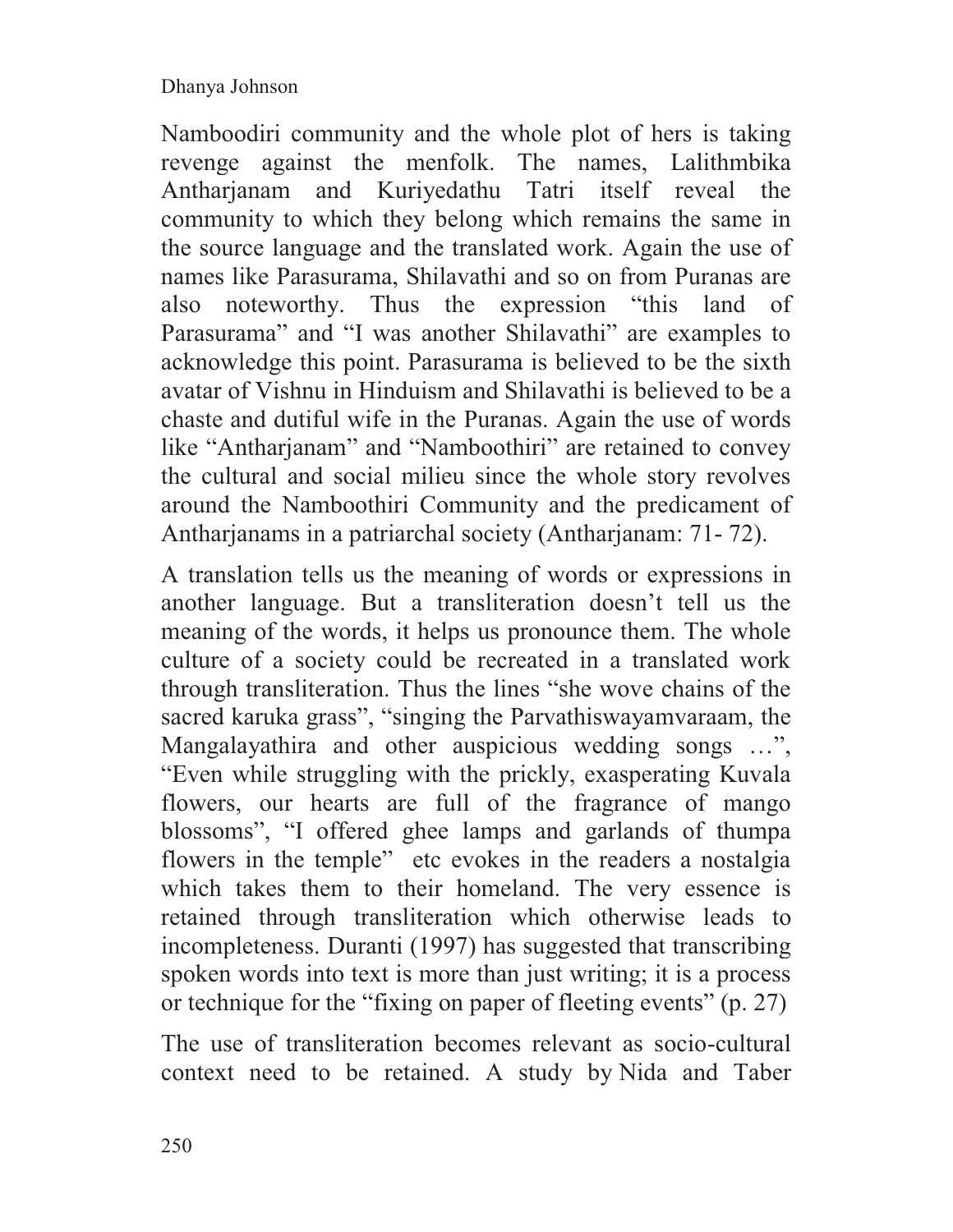Namboodiri community and the whole plot of hers is taking revenge against the menfolk. The names, Lalithmbika Antharjanam and Kuriyedathu Tatri itself reveal the community to which they belong which remains the same in the source language and the translated work. Again the use of names like Parasurama, Shilavathi and so on from Puranas are also noteworthy. Thus the expression "this land of Parasurama" and "I was another Shilavathi" are examples to acknowledge this point. Parasurama is believed to be the sixth avatar of Vishnu in Hinduism and Shilavathi is believed to be a chaste and dutiful wife in the Puranas. Again the use of words like "Antharjanam" and "Namboothiri" are retained to convey the cultural and social milieu since the whole story revolves around the Namboothiri Community and the predicament of Antharjanams in a patriarchal society (Antharjanam: 71- 72).

A translation tells us the meaning of words or expressions in another language. But a transliteration doesn't tell us the meaning of the words, it helps us pronounce them. The whole culture of a society could be recreated in a translated work through transliteration. Thus the lines "she wove chains of the sacred karuka grass", "singing the Parvathiswayamvaraam, the Mangalayathira and other auspicious wedding songs …", "Even while struggling with the prickly, exasperating Kuvala flowers, our hearts are full of the fragrance of mango blossoms", "I offered ghee lamps and garlands of thumpa flowers in the temple" etc evokes in the readers a nostalgia which takes them to their homeland. The very essence is retained through transliteration which otherwise leads to incompleteness. Duranti (1997) has suggested that transcribing spoken words into text is more than just writing; it is a process or technique for the "fixing on paper of fleeting events" (p. 27)

The use of transliteration becomes relevant as socio-cultural context need to be retained. A study by Nida and Taber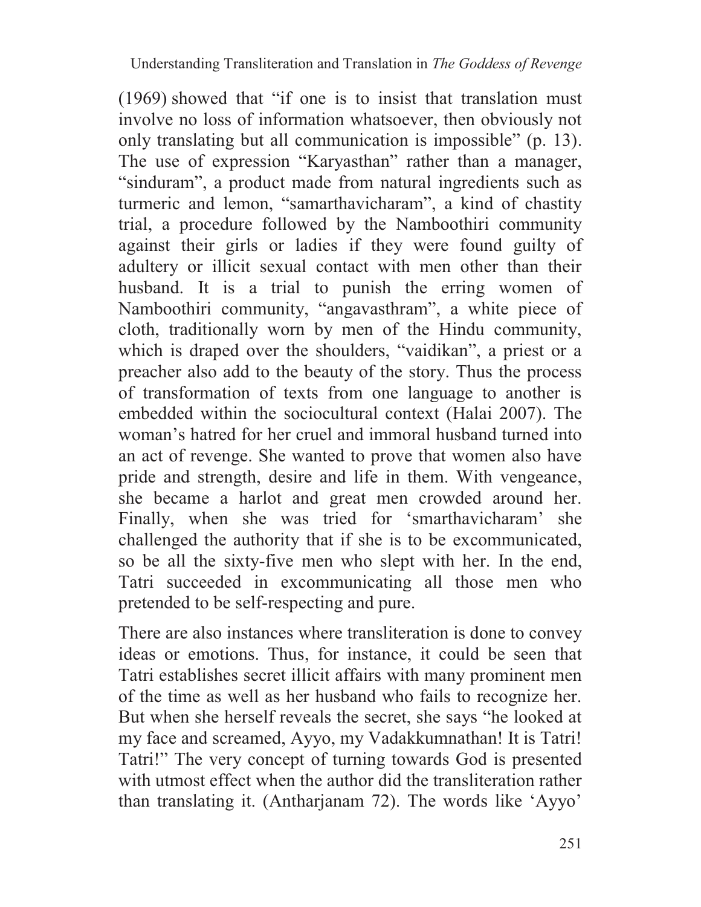(1969) showed that "if one is to insist that translation must involve no loss of information whatsoever, then obviously not only translating but all communication is impossible" (p. 13). The use of expression "Karyasthan" rather than a manager, "sinduram", a product made from natural ingredients such as turmeric and lemon, "samarthavicharam", a kind of chastity trial, a procedure followed by the Namboothiri community against their girls or ladies if they were found guilty of adultery or illicit sexual contact with men other than their husband. It is a trial to punish the erring women of Namboothiri community, "angavasthram", a white piece of cloth, traditionally worn by men of the Hindu community, which is draped over the shoulders, "vaidikan", a priest or a preacher also add to the beauty of the story. Thus the process of transformation of texts from one language to another is embedded within the sociocultural context (Halai 2007). The woman's hatred for her cruel and immoral husband turned into an act of revenge. She wanted to prove that women also have pride and strength, desire and life in them. With vengeance, she became a harlot and great men crowded around her. Finally, when she was tried for 'smarthavicharam' she challenged the authority that if she is to be excommunicated, so be all the sixty-five men who slept with her. In the end, Tatri succeeded in excommunicating all those men who pretended to be self-respecting and pure.

There are also instances where transliteration is done to convey ideas or emotions. Thus, for instance, it could be seen that Tatri establishes secret illicit affairs with many prominent men of the time as well as her husband who fails to recognize her. But when she herself reveals the secret, she says "he looked at my face and screamed, Ayyo, my Vadakkumnathan! It is Tatri! Tatri!" The very concept of turning towards God is presented with utmost effect when the author did the transliteration rather than translating it. (Antharjanam 72). The words like 'Ayyo'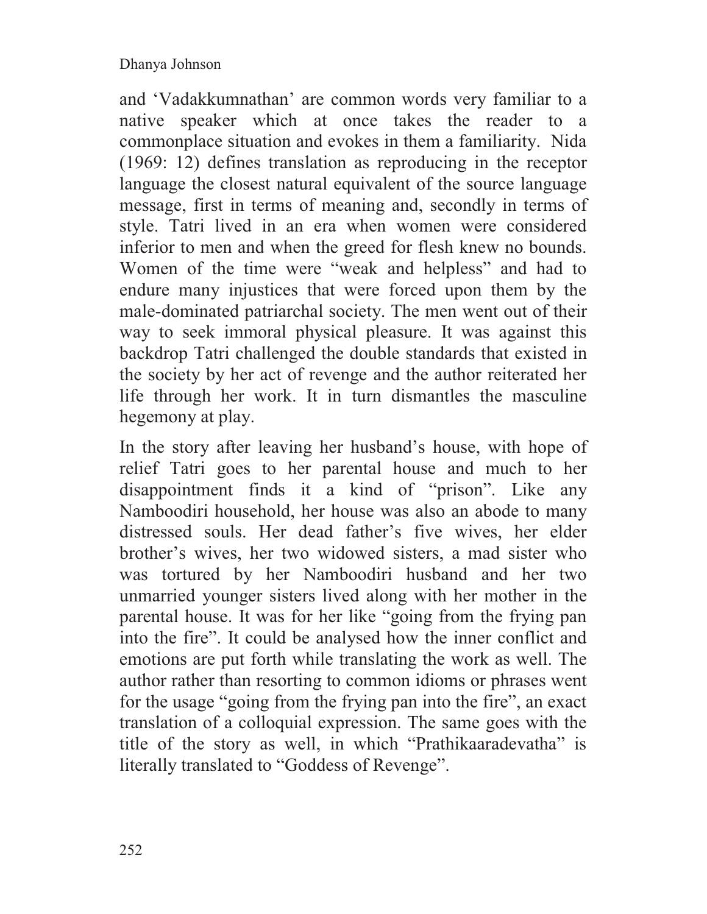and 'Vadakkumnathan' are common words very familiar to a native speaker which at once takes the reader to a commonplace situation and evokes in them a familiarity. Nida (1969: 12) defines translation as reproducing in the receptor language the closest natural equivalent of the source language message, first in terms of meaning and, secondly in terms of style. Tatri lived in an era when women were considered inferior to men and when the greed for flesh knew no bounds. Women of the time were "weak and helpless" and had to endure many injustices that were forced upon them by the male-dominated patriarchal society. The men went out of their way to seek immoral physical pleasure. It was against this backdrop Tatri challenged the double standards that existed in the society by her act of revenge and the author reiterated her life through her work. It in turn dismantles the masculine hegemony at play.

In the story after leaving her husband's house, with hope of relief Tatri goes to her parental house and much to her disappointment finds it a kind of "prison". Like any Namboodiri household, her house was also an abode to many distressed souls. Her dead father's five wives, her elder brother's wives, her two widowed sisters, a mad sister who was tortured by her Namboodiri husband and her two unmarried younger sisters lived along with her mother in the parental house. It was for her like "going from the frying pan into the fire". It could be analysed how the inner conflict and emotions are put forth while translating the work as well. The author rather than resorting to common idioms or phrases went for the usage "going from the frying pan into the fire", an exact translation of a colloquial expression. The same goes with the title of the story as well, in which "Prathikaaradevatha" is literally translated to "Goddess of Revenge".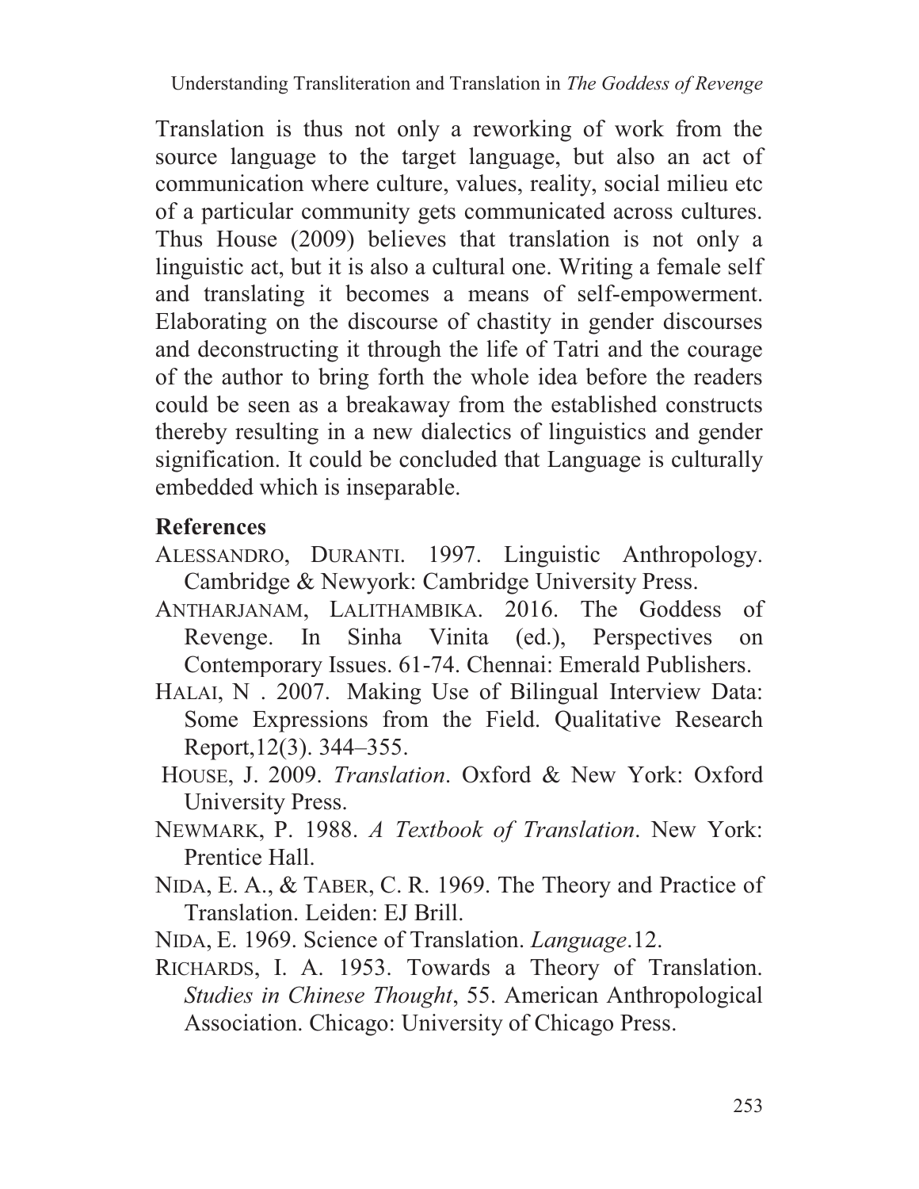Translation is thus not only a reworking of work from the source language to the target language, but also an act of communication where culture, values, reality, social milieu etc of a particular community gets communicated across cultures. Thus House (2009) believes that translation is not only a linguistic act, but it is also a cultural one. Writing a female self and translating it becomes a means of self-empowerment. Elaborating on the discourse of chastity in gender discourses and deconstructing it through the life of Tatri and the courage of the author to bring forth the whole idea before the readers could be seen as a breakaway from the established constructs thereby resulting in a new dialectics of linguistics and gender signification. It could be concluded that Language is culturally embedded which is inseparable.

## References

ALESSANDRO, DURANTI. 1997. Linguistic Anthropology. Cambridge & Newyork: Cambridge University Press.

ANTHARJANAM, LALITHAMBIKA. 2016. The Goddess of Revenge. In Sinha Vinita (ed.), Perspectives on Contemporary Issues. 61-74. Chennai: Emerald Publishers.

HALAI, N . 2007. Making Use of Bilingual Interview Data: Some Expressions from the Field. Qualitative Research Report,12(3). 344–355.

HOUSE, J. 2009. *Translation*. Oxford & New York: Oxford University Press.

NEWMARK, P. 1988. *A Textbook of Translation*. New York: Prentice Hall.

NIDA, E. A., & TABER, C. R. 1969. The Theory and Practice of Translation. Leiden: EJ Brill.

NIDA, E. 1969. Science of Translation. *Language*.12.

RICHARDS, I. A. 1953. Towards a Theory of Translation. *Studies in Chinese Thought*, 55. American Anthropological Association. Chicago: University of Chicago Press.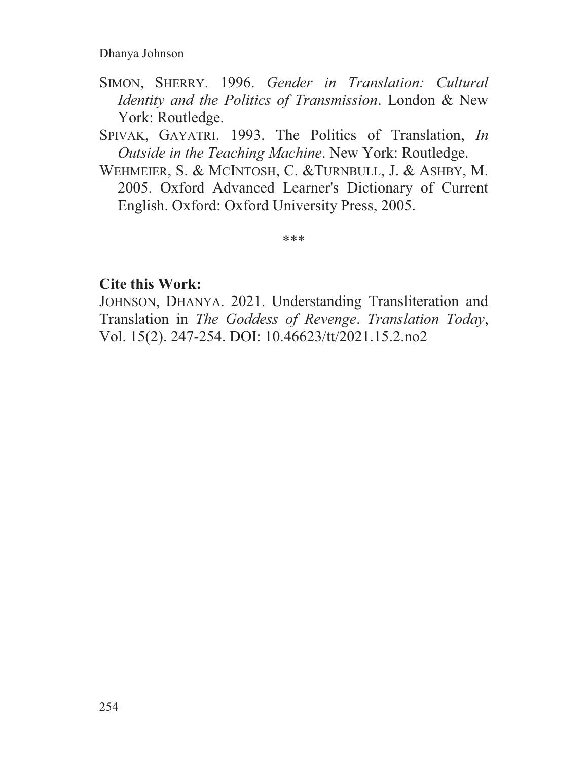SIMON, SHERRY. 1996. *Gender in Translation: Cultural Identity and the Politics of Transmission*. London & New York: Routledge.

SPIVAK, GAYATRI. 1993. The Politics of Translation, *In Outside in the Teaching Machine*. New York: Routledge.

WEHMEIER, S. & MCINTOSH, C. &TURNBULL, J. & ASHBY, M. 2005. Oxford Advanced Learner's Dictionary of Current English. Oxford: Oxford University Press, 2005.

***

**Cite this Work:**

JOHNSON, DHANYA. 2021. Understanding Transliteration and Translation in *The Goddess of Revenge*. *Translation Today*, Vol. 15(2). 247-254. DOI: 10.46623/tt/2021.15.2.no2